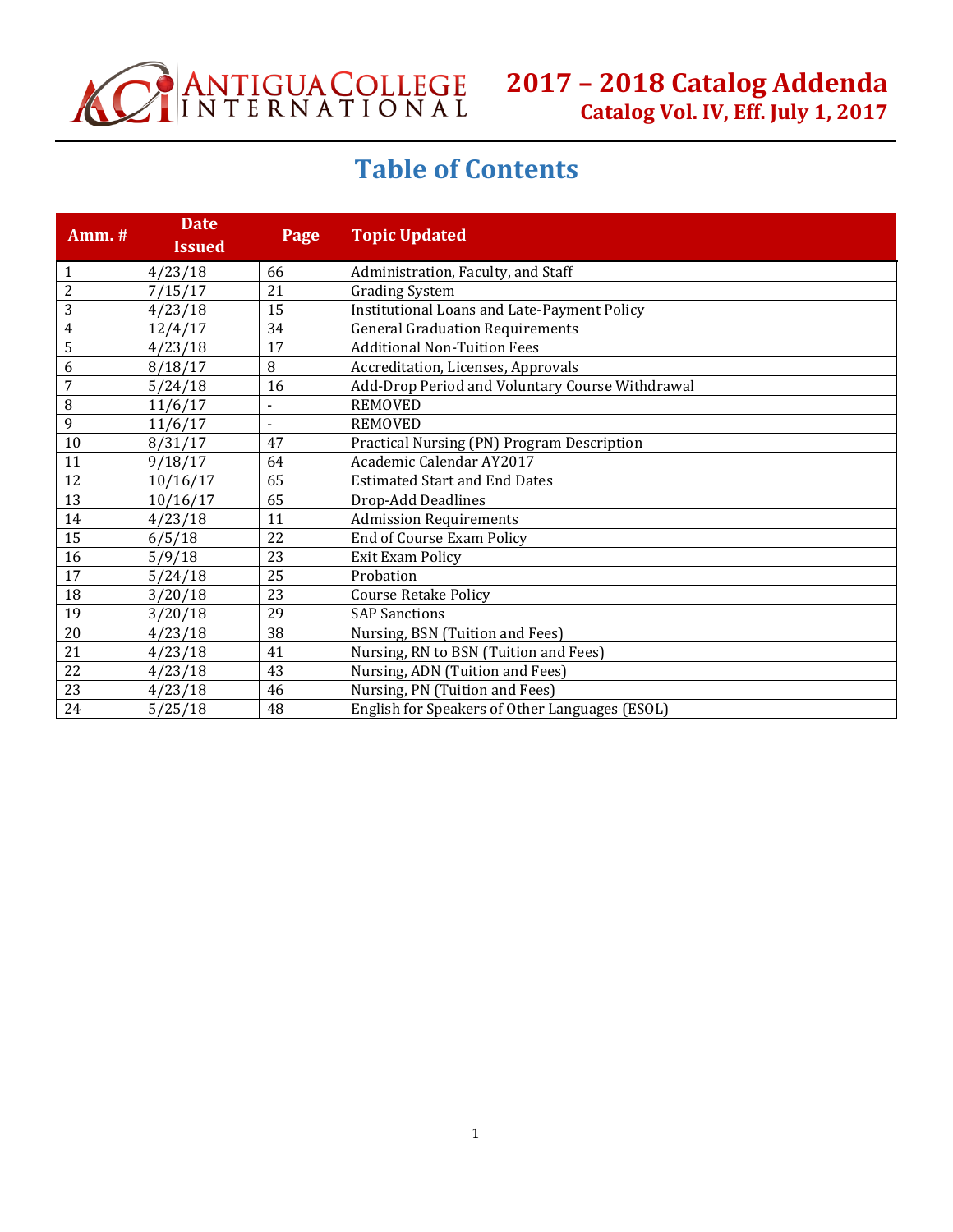**2017 – 2018 Catalog Addenda**
**Catalog Vol. IV, Eff. July 1, 2017**

# Table of Contents

| Amm. # | Date Issued | Page | Topic Updated |
|---|---|---|---|
| 1 | 4/23/18 | 66 | Administration, Faculty, and Staff |
| 2 | 7/15/17 | 21 | Grading System |
| 3 | 4/23/18 | 15 | Institutional Loans and Late-Payment Policy |
| 4 | 12/4/17 | 34 | General Graduation Requirements |
| 5 | 4/23/18 | 17 | Additional Non-Tuition Fees |
| 6 | 8/18/17 | 8 | Accreditation, Licenses, Approvals |
| 7 | 5/24/18 | 16 | Add-Drop Period and Voluntary Course Withdrawal |
| 8 | 11/6/17 | - | REMOVED |
| 9 | 11/6/17 | - | REMOVED |
| 10 | 8/31/17 | 47 | Practical Nursing (PN) Program Description |
| 11 | 9/18/17 | 64 | Academic Calendar AY2017 |
| 12 | 10/16/17 | 65 | Estimated Start and End Dates |
| 13 | 10/16/17 | 65 | Drop-Add Deadlines |
| 14 | 4/23/18 | 11 | Admission Requirements |
| 15 | 6/5/18 | 22 | End of Course Exam Policy |
| 16 | 5/9/18 | 23 | Exit Exam Policy |
| 17 | 5/24/18 | 25 | Probation |
| 18 | 3/20/18 | 23 | Course Retake Policy |
| 19 | 3/20/18 | 29 | SAP Sanctions |
| 20 | 4/23/18 | 38 | Nursing, BSN (Tuition and Fees) |
| 21 | 4/23/18 | 41 | Nursing, RN to BSN (Tuition and Fees) |
| 22 | 4/23/18 | 43 | Nursing, ADN (Tuition and Fees) |
| 23 | 4/23/18 | 46 | Nursing, PN (Tuition and Fees) |
| 24 | 5/25/18 | 48 | English for Speakers of Other Languages (ESOL) |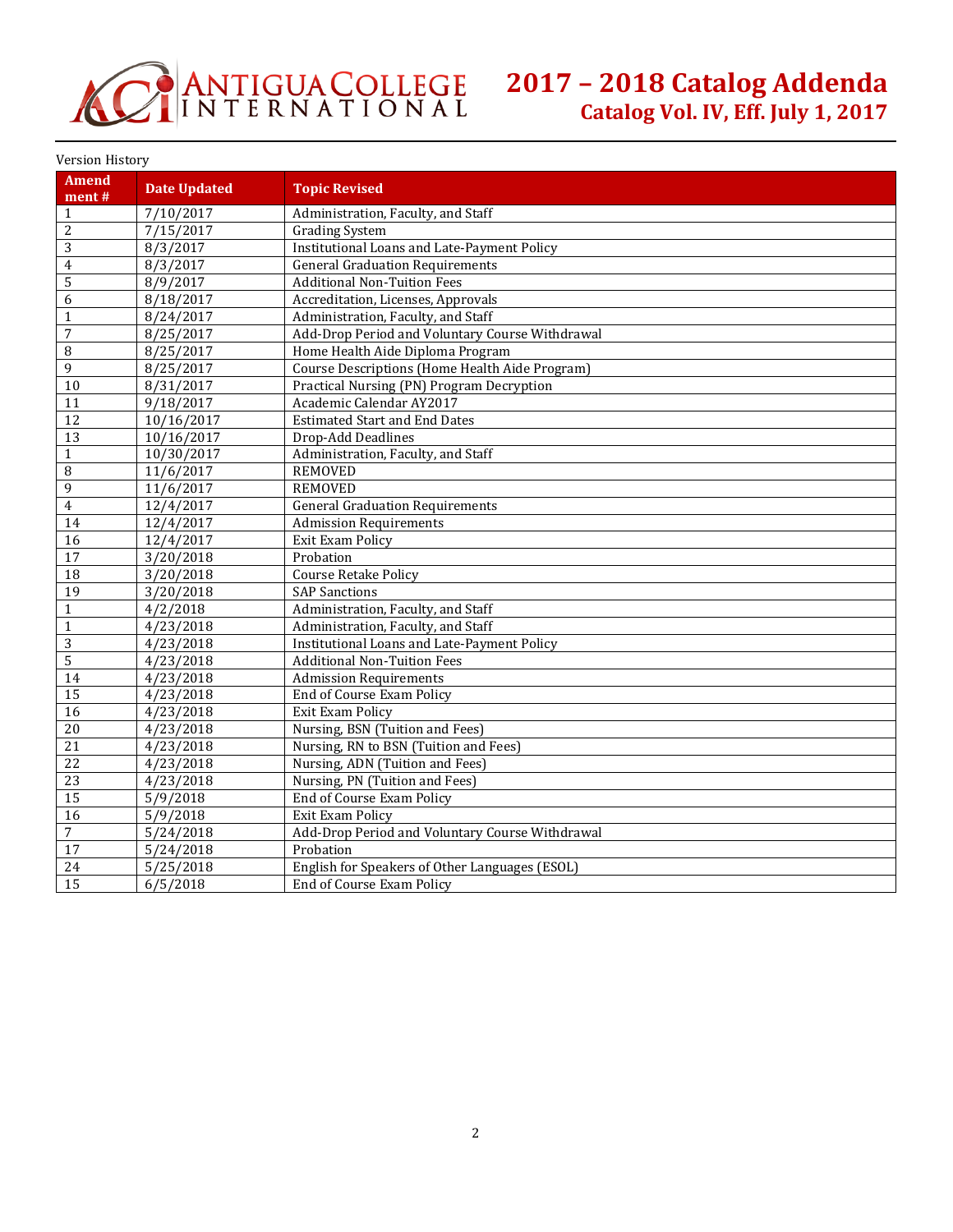# 2017 – 2018 Catalog Addenda

## Catalog Vol. IV, Eff. July 1, 2017

Version History

| Amend ment # | Date Updated | Topic Revised |
|---|---|---|
| 1 | 7/10/2017 | Administration, Faculty, and Staff |
| 2 | 7/15/2017 | Grading System |
| 3 | 8/3/2017 | Institutional Loans and Late-Payment Policy |
| 4 | 8/3/2017 | General Graduation Requirements |
| 5 | 8/9/2017 | Additional Non-Tuition Fees |
| 6 | 8/18/2017 | Accreditation, Licenses, Approvals |
| 1 | 8/24/2017 | Administration, Faculty, and Staff |
| 7 | 8/25/2017 | Add-Drop Period and Voluntary Course Withdrawal |
| 8 | 8/25/2017 | Home Health Aide Diploma Program |
| 9 | 8/25/2017 | Course Descriptions (Home Health Aide Program) |
| 10 | 8/31/2017 | Practical Nursing (PN) Program Decryption |
| 11 | 9/18/2017 | Academic Calendar AY2017 |
| 12 | 10/16/2017 | Estimated Start and End Dates |
| 13 | 10/16/2017 | Drop-Add Deadlines |
| 1 | 10/30/2017 | Administration, Faculty, and Staff |
| 8 | 11/6/2017 | REMOVED |
| 9 | 11/6/2017 | REMOVED |
| 4 | 12/4/2017 | General Graduation Requirements |
| 14 | 12/4/2017 | Admission Requirements |
| 16 | 12/4/2017 | Exit Exam Policy |
| 17 | 3/20/2018 | Probation |
| 18 | 3/20/2018 | Course Retake Policy |
| 19 | 3/20/2018 | SAP Sanctions |
| 1 | 4/2/2018 | Administration, Faculty, and Staff |
| 1 | 4/23/2018 | Administration, Faculty, and Staff |
| 3 | 4/23/2018 | Institutional Loans and Late-Payment Policy |
| 5 | 4/23/2018 | Additional Non-Tuition Fees |
| 14 | 4/23/2018 | Admission Requirements |
| 15 | 4/23/2018 | End of Course Exam Policy |
| 16 | 4/23/2018 | Exit Exam Policy |
| 20 | 4/23/2018 | Nursing, BSN (Tuition and Fees) |
| 21 | 4/23/2018 | Nursing, RN to BSN (Tuition and Fees) |
| 22 | 4/23/2018 | Nursing, ADN (Tuition and Fees) |
| 23 | 4/23/2018 | Nursing, PN (Tuition and Fees) |
| 15 | 5/9/2018 | End of Course Exam Policy |
| 16 | 5/9/2018 | Exit Exam Policy |
| 7 | 5/24/2018 | Add-Drop Period and Voluntary Course Withdrawal |
| 17 | 5/24/2018 | Probation |
| 24 | 5/25/2018 | English for Speakers of Other Languages (ESOL) |
| 15 | 6/5/2018 | End of Course Exam Policy |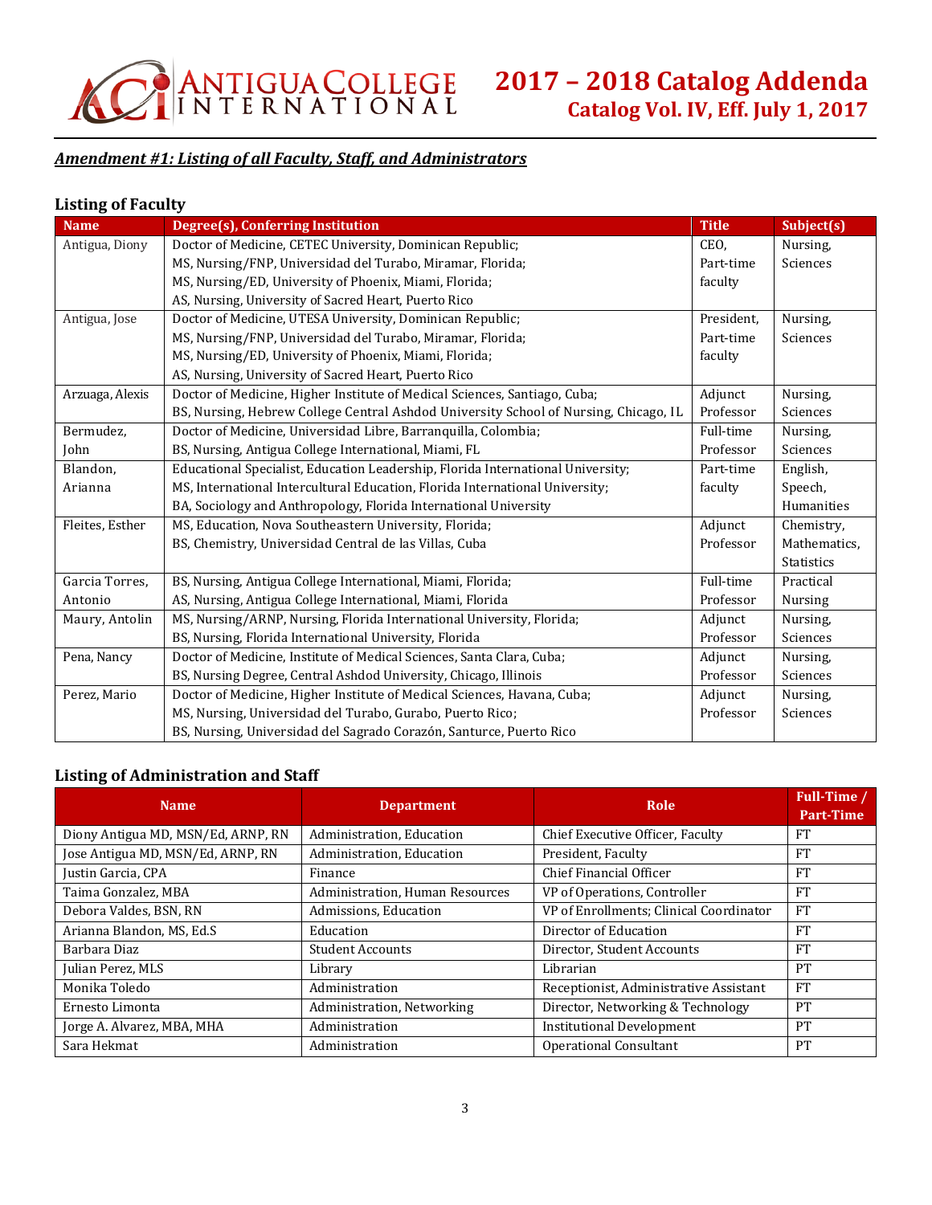## Amendment #1: Listing of all Faculty, Staff, and Administrators

### Listing of Faculty

| Name | Degree(s), Conferring Institution | Title | Subject(s) |
|---|---|---|---|
| Antigua, Diony | Doctor of Medicine, CETEC University, Dominican Republic; MS, Nursing/FNP, Universidad del Turabo, Miramar, Florida; MS, Nursing/ED, University of Phoenix, Miami, Florida; AS, Nursing, University of Sacred Heart, Puerto Rico | CEO, Part-time faculty | Nursing, Sciences |
| Antigua, Jose | Doctor of Medicine, UTESA University, Dominican Republic; MS, Nursing/FNP, Universidad del Turabo, Miramar, Florida; MS, Nursing/ED, University of Phoenix, Miami, Florida; AS, Nursing, University of Sacred Heart, Puerto Rico | President, Part-time faculty | Nursing, Sciences |
| Arzuaga, Alexis | Doctor of Medicine, Higher Institute of Medical Sciences, Santiago, Cuba; BS, Nursing, Hebrew College Central Ashdod University School of Nursing, Chicago, IL | Adjunct Professor | Nursing, Sciences |
| Bermudez, John | Doctor of Medicine, Universidad Libre, Barranquilla, Colombia; BS, Nursing, Antigua College International, Miami, FL | Full-time Professor | Nursing, Sciences |
| Blandon, Arianna | Educational Specialist, Education Leadership, Florida International University; MS, International Intercultural Education, Florida International University; BA, Sociology and Anthropology, Florida International University | Part-time faculty | English, Speech, Humanities |
| Fleites, Esther | MS, Education, Nova Southeastern University, Florida; BS, Chemistry, Universidad Central de las Villas, Cuba | Adjunct Professor | Chemistry, Mathematics, Statistics |
| Garcia Torres, Antonio | BS, Nursing, Antigua College International, Miami, Florida; AS, Nursing, Antigua College International, Miami, Florida | Full-time Professor | Practical Nursing |
| Maury, Antolin | MS, Nursing/ARNP, Nursing, Florida International University, Florida; BS, Nursing, Florida International University, Florida | Adjunct Professor | Nursing, Sciences |
| Pena, Nancy | Doctor of Medicine, Institute of Medical Sciences, Santa Clara, Cuba; BS, Nursing Degree, Central Ashdod University, Chicago, Illinois | Adjunct Professor | Nursing, Sciences |
| Perez, Mario | Doctor of Medicine, Higher Institute of Medical Sciences, Havana, Cuba; MS, Nursing, Universidad del Turabo, Gurabo, Puerto Rico; BS, Nursing, Universidad del Sagrado Corazón, Santurce, Puerto Rico | Adjunct Professor | Nursing, Sciences |

### Listing of Administration and Staff

| Name | Department | Role | Full-Time / Part-Time |
|---|---|---|---|
| Diony Antigua MD, MSN/Ed, ARNP, RN | Administration, Education | Chief Executive Officer, Faculty | FT |
| Jose Antigua MD, MSN/Ed, ARNP, RN | Administration, Education | President, Faculty | FT |
| Justin Garcia, CPA | Finance | Chief Financial Officer | FT |
| Taima Gonzalez, MBA | Administration, Human Resources | VP of Operations, Controller | FT |
| Debora Valdes, BSN, RN | Admissions, Education | VP of Enrollments; Clinical Coordinator | FT |
| Arianna Blandon, MS, Ed.S | Education | Director of Education | FT |
| Barbara Diaz | Student Accounts | Director, Student Accounts | FT |
| Julian Perez, MLS | Library | Librarian | PT |
| Monika Toledo | Administration | Receptionist, Administrative Assistant | FT |
| Ernesto Limonta | Administration, Networking | Director, Networking & Technology | PT |
| Jorge A. Alvarez, MBA, MHA | Administration | Institutional Development | PT |
| Sara Hekmat | Administration | Operational Consultant | PT |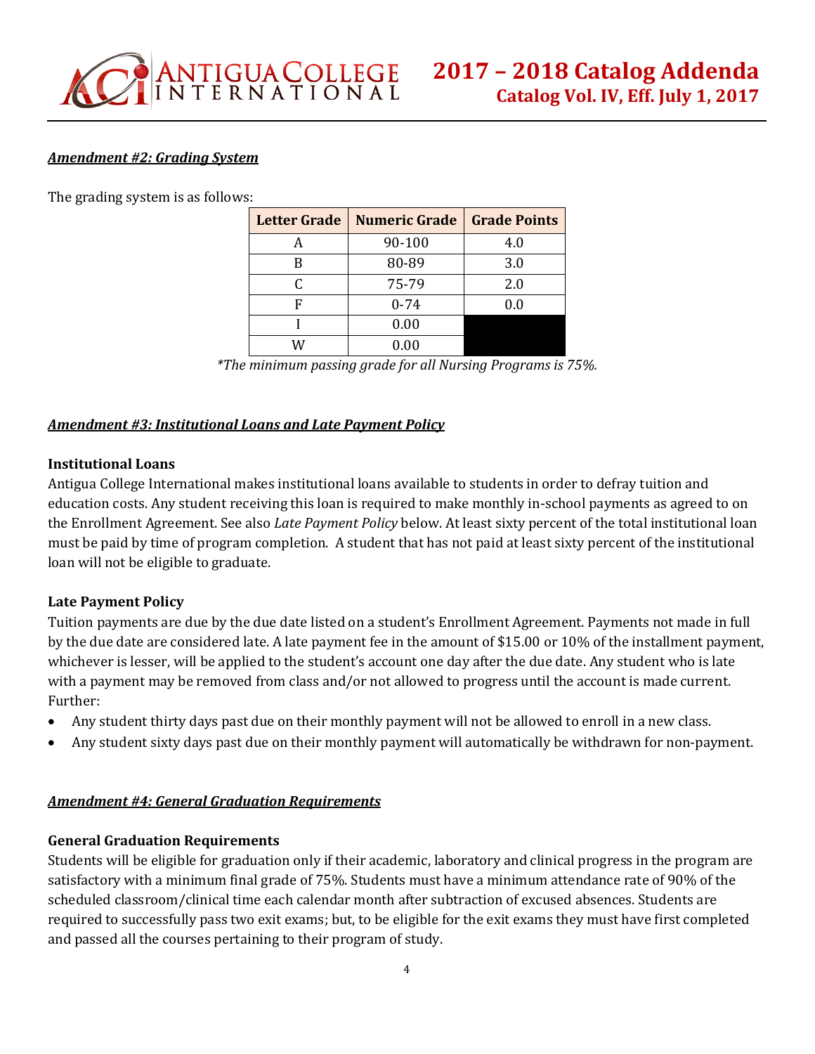### *Amendment #2: Grading System*

The grading system is as follows:

| Letter Grade | Numeric Grade | Grade Points |
|---|---|---|
| A | 90-100 | 4.0 |
| B | 80-89 | 3.0 |
| C | 75-79 | 2.0 |
| F | 0-74 | 0.0 |
| I | 0.00 | |
| W | 0.00 | |

*\*The minimum passing grade for all Nursing Programs is 75%.*

### *Amendment #3: Institutional Loans and Late Payment Policy*

**Institutional Loans**

Antigua College International makes institutional loans available to students in order to defray tuition and education costs. Any student receiving this loan is required to make monthly in-school payments as agreed to on the Enrollment Agreement. See also *Late Payment Policy* below. At least sixty percent of the total institutional loan must be paid by time of program completion. A student that has not paid at least sixty percent of the institutional loan will not be eligible to graduate.

**Late Payment Policy**

Tuition payments are due by the due date listed on a student's Enrollment Agreement. Payments not made in full by the due date are considered late. A late payment fee in the amount of $15.00 or 10% of the installment payment, whichever is lesser, will be applied to the student's account one day after the due date. Any student who is late with a payment may be removed from class and/or not allowed to progress until the account is made current. Further:

- Any student thirty days past due on their monthly payment will not be allowed to enroll in a new class.
- Any student sixty days past due on their monthly payment will automatically be withdrawn for non-payment.

### *Amendment #4: General Graduation Requirements*

**General Graduation Requirements**

Students will be eligible for graduation only if their academic, laboratory and clinical progress in the program are satisfactory with a minimum final grade of 75%. Students must have a minimum attendance rate of 90% of the scheduled classroom/clinical time each calendar month after subtraction of excused absences. Students are required to successfully pass two exit exams; but, to be eligible for the exit exams they must have first completed and passed all the courses pertaining to their program of study.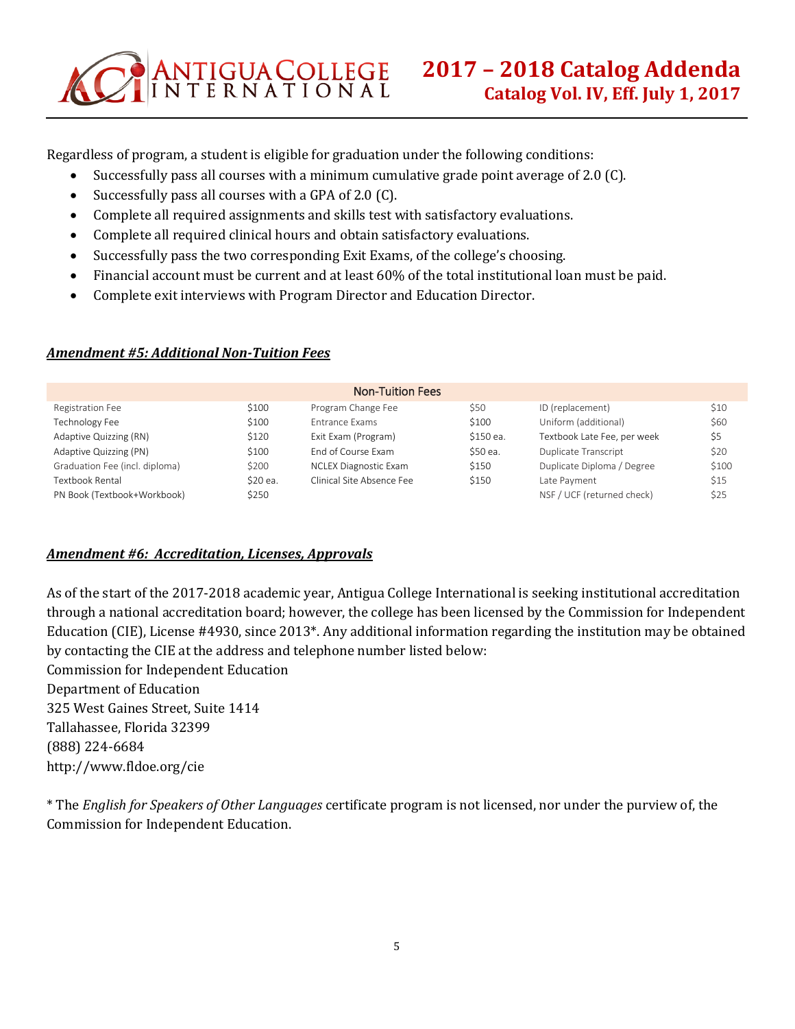Regardless of program, a student is eligible for graduation under the following conditions:

- Successfully pass all courses with a minimum cumulative grade point average of 2.0 (C).
- Successfully pass all courses with a GPA of 2.0 (C).
- Complete all required assignments and skills test with satisfactory evaluations.
- Complete all required clinical hours and obtain satisfactory evaluations.
- Successfully pass the two corresponding Exit Exams, of the college's choosing.
- Financial account must be current and at least 60% of the total institutional loan must be paid.
- Complete exit interviews with Program Director and Education Director.

### ***Amendment #5: Additional Non-Tuition Fees***

| Non-Tuition Fees | | | | | |
|---|---|---|---|---|---|
| Registration Fee | $100 | Program Change Fee | $50 | ID (replacement) | $10 |
| Technology Fee | $100 | Entrance Exams | $100 | Uniform (additional) | $60 |
| Adaptive Quizzing (RN) | $120 | Exit Exam (Program) | $150 ea. | Textbook Late Fee, per week | $5 |
| Adaptive Quizzing (PN) | $100 | End of Course Exam | $50 ea. | Duplicate Transcript | $20 |
| Graduation Fee (incl. diploma) | $200 | NCLEX Diagnostic Exam | $150 | Duplicate Diploma / Degree | $100 |
| Textbook Rental | $20 ea. | Clinical Site Absence Fee | $150 | Late Payment | $15 |
| PN Book (Textbook+Workbook) | $250 | | | NSF / UCF (returned check) | $25 |

### ***Amendment #6: Accreditation, Licenses, Approvals***

As of the start of the 2017-2018 academic year, Antigua College International is seeking institutional accreditation through a national accreditation board; however, the college has been licensed by the Commission for Independent Education (CIE), License #4930, since 2013*. Any additional information regarding the institution may be obtained by contacting the CIE at the address and telephone number listed below:

Commission for Independent Education  
Department of Education  
325 West Gaines Street, Suite 1414  
Tallahassee, Florida 32399  
(888) 224-6684  
http://www.fldoe.org/cie

* The *English for Speakers of Other Languages* certificate program is not licensed, nor under the purview of, the Commission for Independent Education.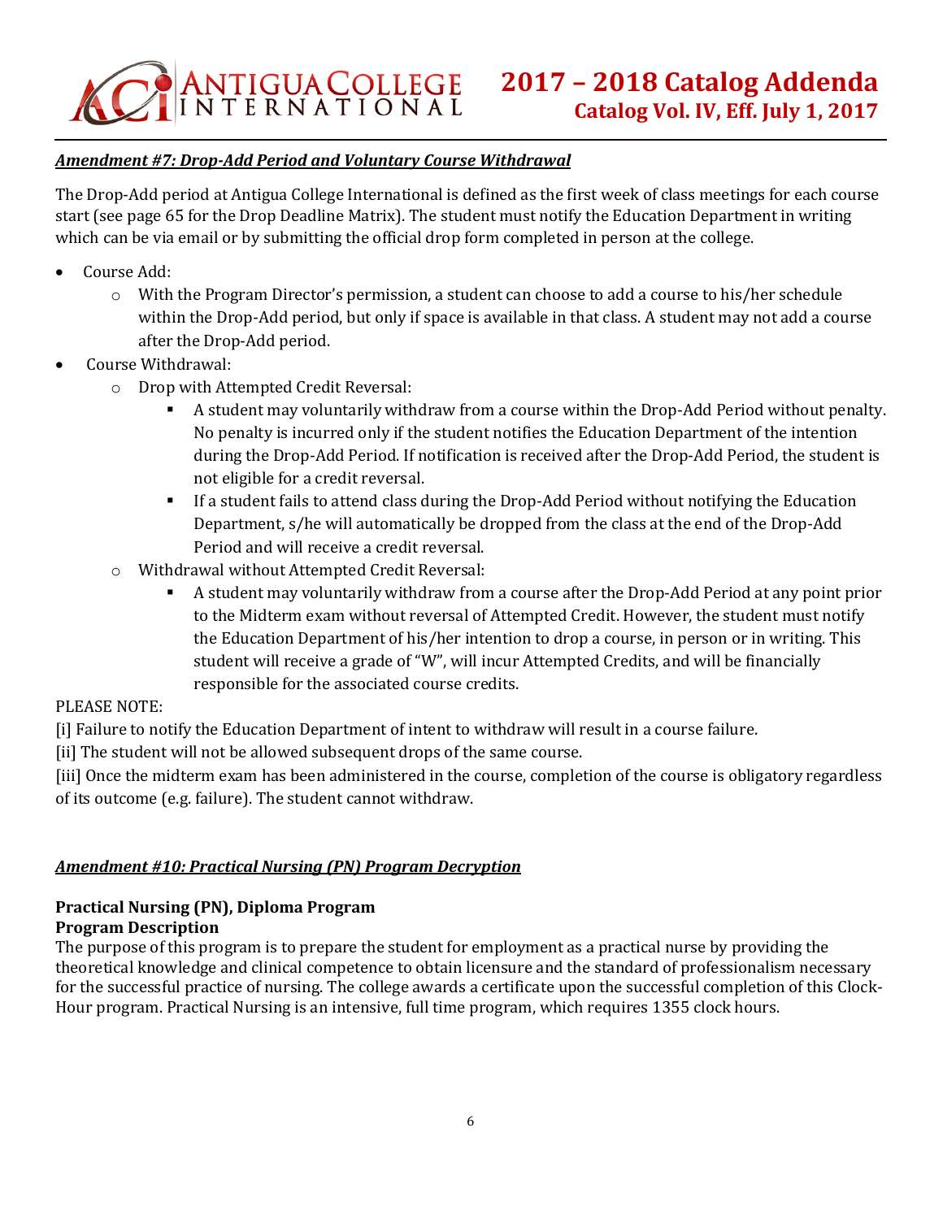***Amendment #7: Drop-Add Period and Voluntary Course Withdrawal***

The Drop-Add period at Antigua College International is defined as the first week of class meetings for each course start (see page 65 for the Drop Deadline Matrix). The student must notify the Education Department in writing which can be via email or by submitting the official drop form completed in person at the college.

- Course Add:
  - With the Program Director's permission, a student can choose to add a course to his/her schedule within the Drop-Add period, but only if space is available in that class. A student may not add a course after the Drop-Add period.
- Course Withdrawal:
  - Drop with Attempted Credit Reversal:
    - A student may voluntarily withdraw from a course within the Drop-Add Period without penalty. No penalty is incurred only if the student notifies the Education Department of the intention during the Drop-Add Period. If notification is received after the Drop-Add Period, the student is not eligible for a credit reversal.
    - If a student fails to attend class during the Drop-Add Period without notifying the Education Department, s/he will automatically be dropped from the class at the end of the Drop-Add Period and will receive a credit reversal.
  - Withdrawal without Attempted Credit Reversal:
    - A student may voluntarily withdraw from a course after the Drop-Add Period at any point prior to the Midterm exam without reversal of Attempted Credit. However, the student must notify the Education Department of his/her intention to drop a course, in person or in writing. This student will receive a grade of "W", will incur Attempted Credits, and will be financially responsible for the associated course credits.

PLEASE NOTE:

[i] Failure to notify the Education Department of intent to withdraw will result in a course failure.

[ii] The student will not be allowed subsequent drops of the same course.

[iii] Once the midterm exam has been administered in the course, completion of the course is obligatory regardless of its outcome (e.g. failure). The student cannot withdraw.

***Amendment #10: Practical Nursing (PN) Program Decryption***

**Practical Nursing (PN), Diploma Program**

**Program Description**

The purpose of this program is to prepare the student for employment as a practical nurse by providing the theoretical knowledge and clinical competence to obtain licensure and the standard of professionalism necessary for the successful practice of nursing. The college awards a certificate upon the successful completion of this Clock-Hour program. Practical Nursing is an intensive, full time program, which requires 1355 clock hours.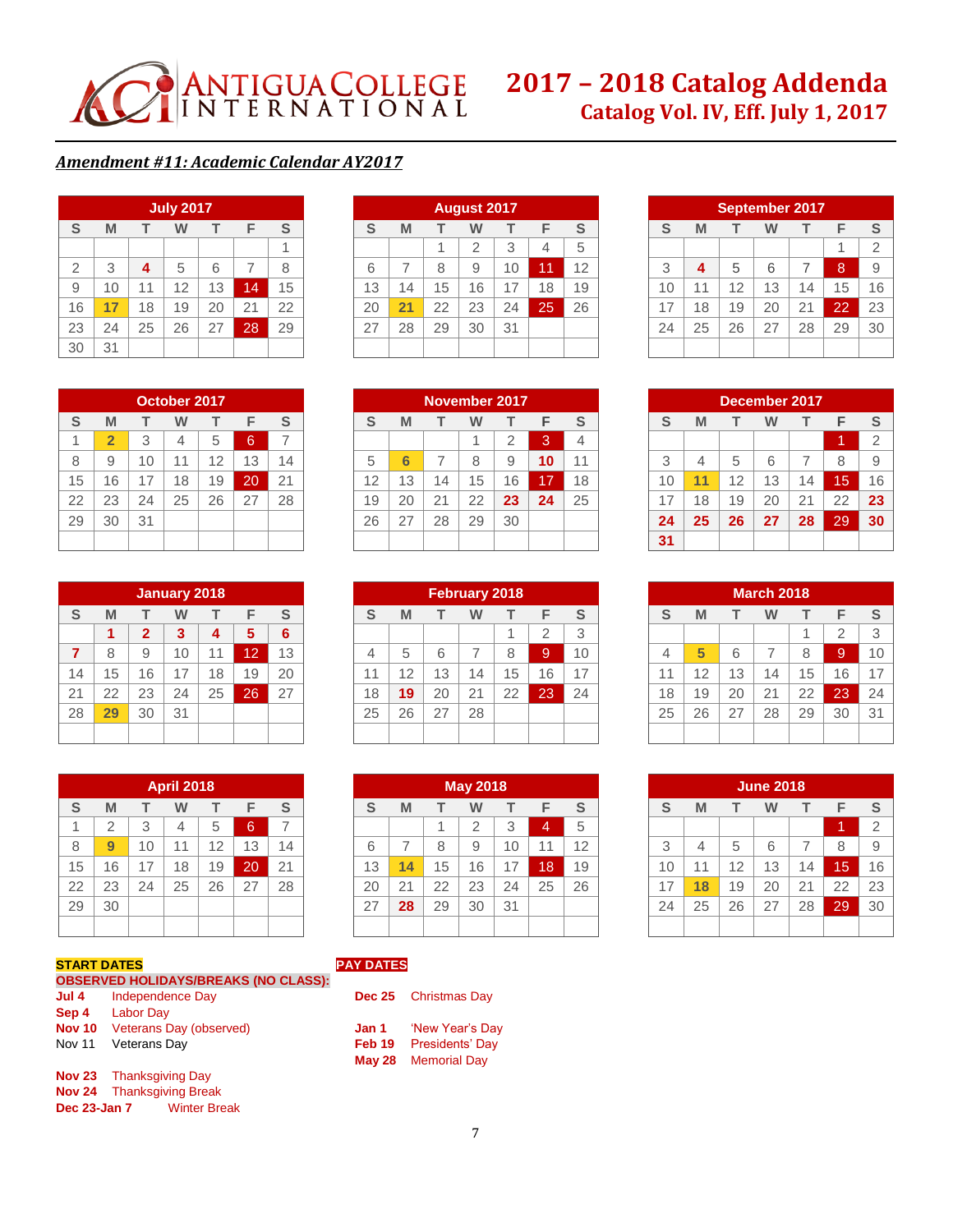# ANTIGUA COLLEGE INTERNATIONAL

## 2017 – 2018 Catalog Addenda
### Catalog Vol. IV, Eff. July 1, 2017

***Amendment #11: Academic Calendar AY2017***

**July 2017**

| S | M | T | W | T | F | S |
|---|---|---|---|---|---|---|
| | | | | | | 1 |
| 2 | 3 | **4** | 5 | 6 | 7 | 8 |
| 9 | 10 | 11 | 12 | 13 | 14 | 15 |
| 16 | 17 | 18 | 19 | 20 | 21 | 22 |
| 23 | 24 | 25 | 26 | 27 | 28 | 29 |
| 30 | 31 | | | | | |

**August 2017**

| S | M | T | W | T | F | S |
|---|---|---|---|---|---|---|
| | | 1 | 2 | 3 | 4 | 5 |
| 6 | 7 | 8 | 9 | 10 | 11 | 12 |
| 13 | 14 | 15 | 16 | 17 | 18 | 19 |
| 20 | 21 | 22 | 23 | 24 | 25 | 26 |
| 27 | 28 | 29 | 30 | 31 | | |

**September 2017**

| S | M | T | W | T | F | S |
|---|---|---|---|---|---|---|
| | | | | | 1 | 2 |
| 3 | **4** | 5 | 6 | 7 | 8 | 9 |
| 10 | 11 | 12 | 13 | 14 | 15 | 16 |
| 17 | 18 | 19 | 20 | 21 | 22 | 23 |
| 24 | 25 | 26 | 27 | 28 | 29 | 30 |

**October 2017**

| S | M | T | W | T | F | S |
|---|---|---|---|---|---|---|
| 1 | 2 | 3 | 4 | 5 | 6 | 7 |
| 8 | 9 | 10 | 11 | 12 | 13 | 14 |
| 15 | 16 | 17 | 18 | 19 | 20 | 21 |
| 22 | 23 | 24 | 25 | 26 | 27 | 28 |
| 29 | 30 | 31 | | | | |

**November 2017**

| S | M | T | W | T | F | S |
|---|---|---|---|---|---|---|
| | | | 1 | 2 | 3 | 4 |
| 5 | 6 | 7 | 8 | 9 | **10** | 11 |
| 12 | 13 | 14 | 15 | 16 | 17 | 18 |
| 19 | 20 | 21 | 22 | **23** | **24** | 25 |
| 26 | 27 | 28 | 29 | 30 | | |

**December 2017**

| S | M | T | W | T | F | S |
|---|---|---|---|---|---|---|
| | | | | | 1 | 2 |
| 3 | 4 | 5 | 6 | 7 | 8 | 9 |
| 10 | 11 | 12 | 13 | 14 | 15 | 16 |
| 17 | 18 | 19 | 20 | 21 | 22 | **23** |
| **24** | **25** | **26** | **27** | **28** | **29** | **30** |
| **31** | | | | | | |

**January 2018**

| S | M | T | W | T | F | S |
|---|---|---|---|---|---|---|
| | **1** | **2** | **3** | **4** | **5** | **6** |
| **7** | 8 | 9 | 10 | 11 | 12 | 13 |
| 14 | 15 | 16 | 17 | 18 | 19 | 20 |
| 21 | 22 | 23 | 24 | 25 | 26 | 27 |
| 28 | 29 | 30 | 31 | | | |

**February 2018**

| S | M | T | W | T | F | S |
|---|---|---|---|---|---|---|
| | | | | 1 | 2 | 3 |
| 4 | 5 | 6 | 7 | 8 | 9 | 10 |
| 11 | 12 | 13 | 14 | 15 | 16 | 17 |
| 18 | **19** | 20 | 21 | 22 | 23 | 24 |
| 25 | 26 | 27 | 28 | | | |

**March 2018**

| S | M | T | W | T | F | S |
|---|---|---|---|---|---|---|
| | | | | 1 | 2 | 3 |
| 4 | 5 | 6 | 7 | 8 | 9 | 10 |
| 11 | 12 | 13 | 14 | 15 | 16 | 17 |
| 18 | 19 | 20 | 21 | 22 | 23 | 24 |
| 25 | 26 | 27 | 28 | 29 | 30 | 31 |

**April 2018**

| S | M | T | W | T | F | S |
|---|---|---|---|---|---|---|
| 1 | 2 | 3 | 4 | 5 | 6 | 7 |
| 8 | 9 | 10 | 11 | 12 | 13 | 14 |
| 15 | 16 | 17 | 18 | 19 | 20 | 21 |
| 22 | 23 | 24 | 25 | 26 | 27 | 28 |
| 29 | 30 | | | | | |

**May 2018**

| S | M | T | W | T | F | S |
|---|---|---|---|---|---|---|
| | | 1 | 2 | 3 | 4 | 5 |
| 6 | 7 | 8 | 9 | 10 | 11 | 12 |
| 13 | 14 | 15 | 16 | 17 | 18 | 19 |
| 20 | 21 | 22 | 23 | 24 | 25 | 26 |
| 27 | **28** | 29 | 30 | 31 | | |

**June 2018**

| S | M | T | W | T | F | S |
|---|---|---|---|---|---|---|
| | | | | | 1 | 2 |
| 3 | 4 | 5 | 6 | 7 | 8 | 9 |
| 10 | 11 | 12 | 13 | 14 | 15 | 16 |
| 17 | 18 | 19 | 20 | 21 | 22 | 23 |
| 24 | 25 | 26 | 27 | 28 | 29 | 30 |

**START DATES**

**PAY DATES**

**OBSERVED HOLIDAYS/BREAKS (NO CLASS):**

| Date | Holiday |
|---|---|
| **Jul 4** | Independence Day |
| **Sep 4** | Labor Day |
| **Nov 10** | Veterans Day (observed) |
| Nov 11 | Veterans Day |
| **Nov 23** | Thanksgiving Day |
| **Nov 24** | Thanksgiving Break |
| **Dec 23-Jan 7** | Winter Break |
| **Dec 25** | Christmas Day |
| **Jan 1** | 'New Year's Day |
| **Feb 19** | Presidents' Day |
| **May 28** | Memorial Day |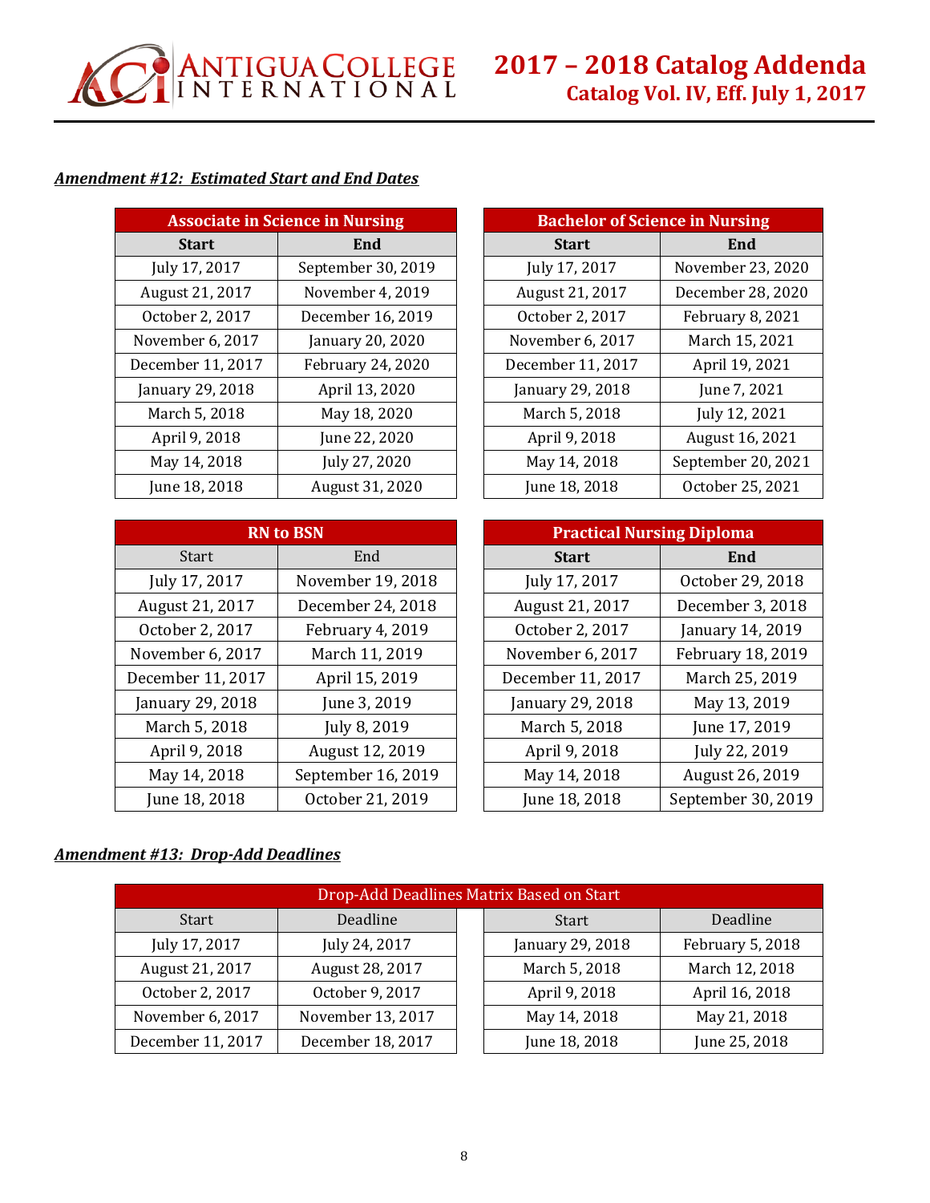***Amendment #12: Estimated Start and End Dates***

| Associate in Science in Nursing | |
|---|---|
| **Start** | **End** |
| July 17, 2017 | September 30, 2019 |
| August 21, 2017 | November 4, 2019 |
| October 2, 2017 | December 16, 2019 |
| November 6, 2017 | January 20, 2020 |
| December 11, 2017 | February 24, 2020 |
| January 29, 2018 | April 13, 2020 |
| March 5, 2018 | May 18, 2020 |
| April 9, 2018 | June 22, 2020 |
| May 14, 2018 | July 27, 2020 |
| June 18, 2018 | August 31, 2020 |

| Bachelor of Science in Nursing | |
|---|---|
| **Start** | **End** |
| July 17, 2017 | November 23, 2020 |
| August 21, 2017 | December 28, 2020 |
| October 2, 2017 | February 8, 2021 |
| November 6, 2017 | March 15, 2021 |
| December 11, 2017 | April 19, 2021 |
| January 29, 2018 | June 7, 2021 |
| March 5, 2018 | July 12, 2021 |
| April 9, 2018 | August 16, 2021 |
| May 14, 2018 | September 20, 2021 |
| June 18, 2018 | October 25, 2021 |

| RN to BSN | |
|---|---|
| Start | End |
| July 17, 2017 | November 19, 2018 |
| August 21, 2017 | December 24, 2018 |
| October 2, 2017 | February 4, 2019 |
| November 6, 2017 | March 11, 2019 |
| December 11, 2017 | April 15, 2019 |
| January 29, 2018 | June 3, 2019 |
| March 5, 2018 | July 8, 2019 |
| April 9, 2018 | August 12, 2019 |
| May 14, 2018 | September 16, 2019 |
| June 18, 2018 | October 21, 2019 |

| Practical Nursing Diploma | |
|---|---|
| **Start** | **End** |
| July 17, 2017 | October 29, 2018 |
| August 21, 2017 | December 3, 2018 |
| October 2, 2017 | January 14, 2019 |
| November 6, 2017 | February 18, 2019 |
| December 11, 2017 | March 25, 2019 |
| January 29, 2018 | May 13, 2019 |
| March 5, 2018 | June 17, 2019 |
| April 9, 2018 | July 22, 2019 |
| May 14, 2018 | August 26, 2019 |
| June 18, 2018 | September 30, 2019 |

***Amendment #13: Drop-Add Deadlines***

| Drop-Add Deadlines Matrix Based on Start | | | |
|---|---|---|---|
| Start | Deadline | Start | Deadline |
| July 17, 2017 | July 24, 2017 | January 29, 2018 | February 5, 2018 |
| August 21, 2017 | August 28, 2017 | March 5, 2018 | March 12, 2018 |
| October 2, 2017 | October 9, 2017 | April 9, 2018 | April 16, 2018 |
| November 6, 2017 | November 13, 2017 | May 14, 2018 | May 21, 2018 |
| December 11, 2017 | December 18, 2017 | June 18, 2018 | June 25, 2018 |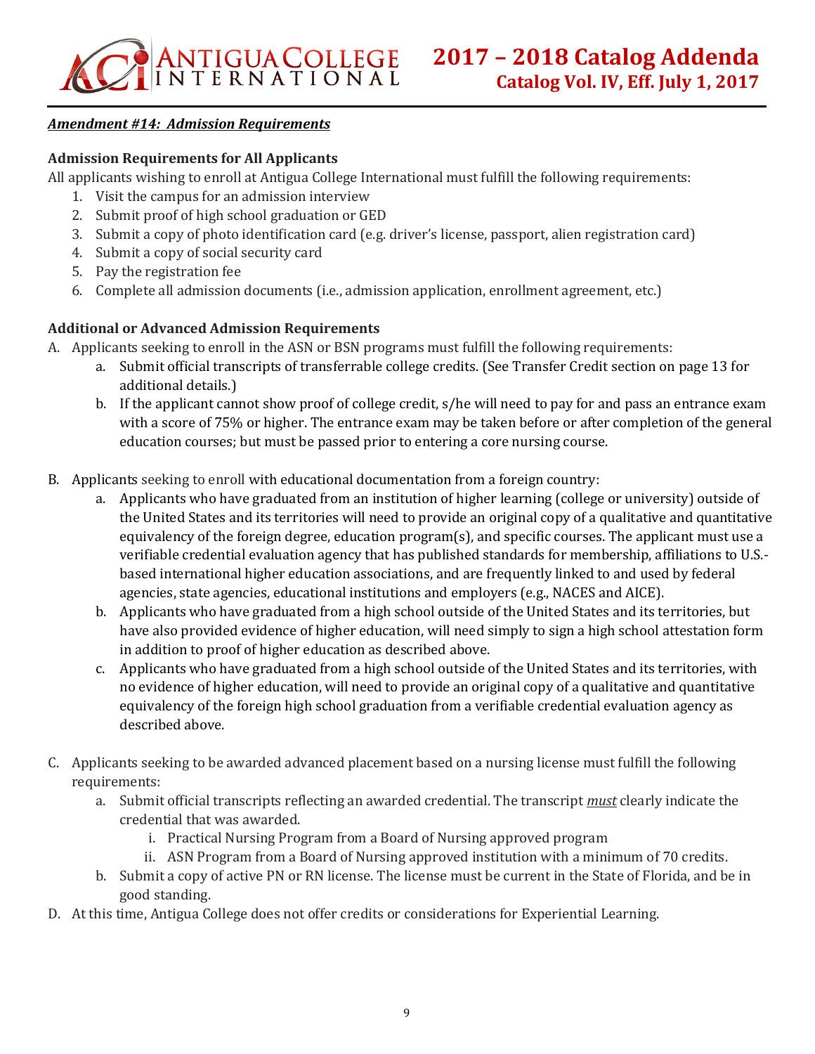***Amendment #14: Admission Requirements***

**Admission Requirements for All Applicants**

All applicants wishing to enroll at Antigua College International must fulfill the following requirements:

1. Visit the campus for an admission interview
2. Submit proof of high school graduation or GED
3. Submit a copy of photo identification card (e.g. driver's license, passport, alien registration card)
4. Submit a copy of social security card
5. Pay the registration fee
6. Complete all admission documents (i.e., admission application, enrollment agreement, etc.)

**Additional or Advanced Admission Requirements**

A. Applicants seeking to enroll in the ASN or BSN programs must fulfill the following requirements:
   a. Submit official transcripts of transferrable college credits. (See Transfer Credit section on page 13 for additional details.)
   b. If the applicant cannot show proof of college credit, s/he will need to pay for and pass an entrance exam with a score of 75% or higher. The entrance exam may be taken before or after completion of the general education courses; but must be passed prior to entering a core nursing course.

B. Applicants seeking to enroll with educational documentation from a foreign country:
   a. Applicants who have graduated from an institution of higher learning (college or university) outside of the United States and its territories will need to provide an original copy of a qualitative and quantitative equivalency of the foreign degree, education program(s), and specific courses. The applicant must use a verifiable credential evaluation agency that has published standards for membership, affiliations to U.S.-based international higher education associations, and are frequently linked to and used by federal agencies, state agencies, educational institutions and employers (e.g., NACES and AICE).
   b. Applicants who have graduated from a high school outside of the United States and its territories, but have also provided evidence of higher education, will need simply to sign a high school attestation form in addition to proof of higher education as described above.
   c. Applicants who have graduated from a high school outside of the United States and its territories, with no evidence of higher education, will need to provide an original copy of a qualitative and quantitative equivalency of the foreign high school graduation from a verifiable credential evaluation agency as described above.

C. Applicants seeking to be awarded advanced placement based on a nursing license must fulfill the following requirements:
   a. Submit official transcripts reflecting an awarded credential. The transcript ***must*** clearly indicate the credential that was awarded.
      i. Practical Nursing Program from a Board of Nursing approved program
      ii. ASN Program from a Board of Nursing approved institution with a minimum of 70 credits.
   b. Submit a copy of active PN or RN license. The license must be current in the State of Florida, and be in good standing.

D. At this time, Antigua College does not offer credits or considerations for Experiential Learning.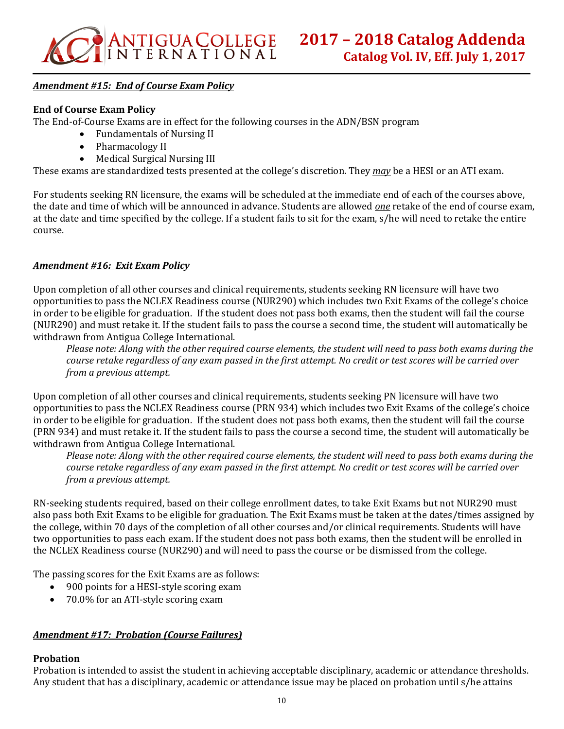***Amendment #15: End of Course Exam Policy***

**End of Course Exam Policy**

The End-of-Course Exams are in effect for the following courses in the ADN/BSN program

- Fundamentals of Nursing II
- Pharmacology II
- Medical Surgical Nursing III

These exams are standardized tests presented at the college's discretion. They *may* be a HESI or an ATI exam.

For students seeking RN licensure, the exams will be scheduled at the immediate end of each of the courses above, the date and time of which will be announced in advance. Students are allowed *one* retake of the end of course exam, at the date and time specified by the college. If a student fails to sit for the exam, s/he will need to retake the entire course.

***Amendment #16: Exit Exam Policy***

Upon completion of all other courses and clinical requirements, students seeking RN licensure will have two opportunities to pass the NCLEX Readiness course (NUR290) which includes two Exit Exams of the college's choice in order to be eligible for graduation. If the student does not pass both exams, then the student will fail the course (NUR290) and must retake it. If the student fails to pass the course a second time, the student will automatically be withdrawn from Antigua College International.

> *Please note: Along with the other required course elements, the student will need to pass both exams during the course retake regardless of any exam passed in the first attempt. No credit or test scores will be carried over from a previous attempt.*

Upon completion of all other courses and clinical requirements, students seeking PN licensure will have two opportunities to pass the NCLEX Readiness course (PRN 934) which includes two Exit Exams of the college's choice in order to be eligible for graduation. If the student does not pass both exams, then the student will fail the course (PRN 934) and must retake it. If the student fails to pass the course a second time, the student will automatically be withdrawn from Antigua College International.

> *Please note: Along with the other required course elements, the student will need to pass both exams during the course retake regardless of any exam passed in the first attempt. No credit or test scores will be carried over from a previous attempt.*

RN-seeking students required, based on their college enrollment dates, to take Exit Exams but not NUR290 must also pass both Exit Exams to be eligible for graduation. The Exit Exams must be taken at the dates/times assigned by the college, within 70 days of the completion of all other courses and/or clinical requirements. Students will have two opportunities to pass each exam. If the student does not pass both exams, then the student will be enrolled in the NCLEX Readiness course (NUR290) and will need to pass the course or be dismissed from the college.

The passing scores for the Exit Exams are as follows:

- 900 points for a HESI-style scoring exam
- 70.0% for an ATI-style scoring exam

***Amendment #17: Probation (Course Failures)***

**Probation**

Probation is intended to assist the student in achieving acceptable disciplinary, academic or attendance thresholds. Any student that has a disciplinary, academic or attendance issue may be placed on probation until s/he attains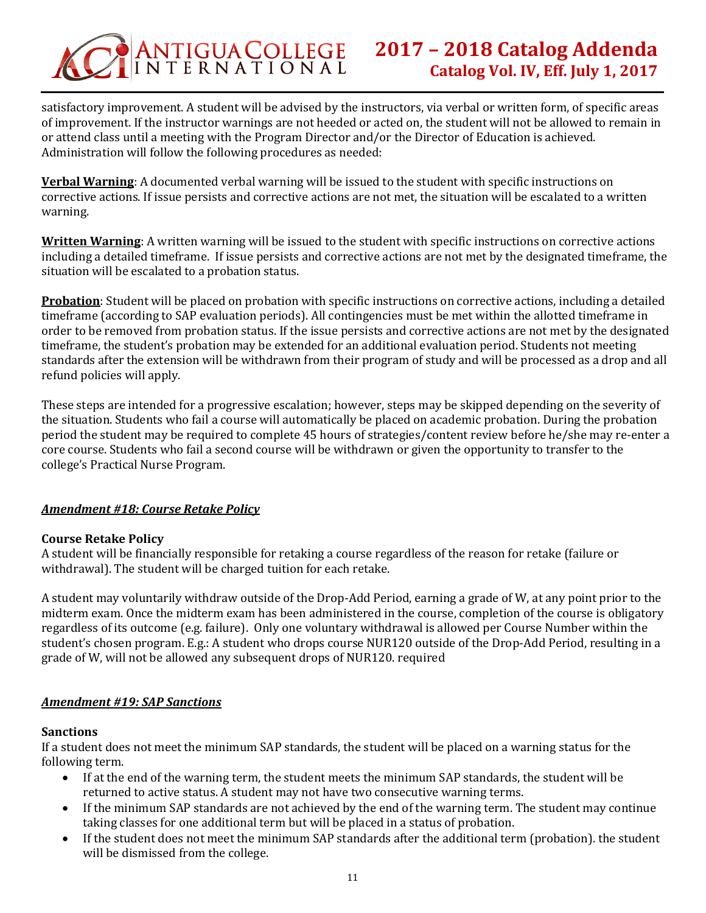satisfactory improvement. A student will be advised by the instructors, via verbal or written form, of specific areas of improvement. If the instructor warnings are not heeded or acted on, the student will not be allowed to remain in or attend class until a meeting with the Program Director and/or the Director of Education is achieved. Administration will follow the following procedures as needed:

**Verbal Warning**: A documented verbal warning will be issued to the student with specific instructions on corrective actions. If issue persists and corrective actions are not met, the situation will be escalated to a written warning.

**Written Warning**: A written warning will be issued to the student with specific instructions on corrective actions including a detailed timeframe. If issue persists and corrective actions are not met by the designated timeframe, the situation will be escalated to a probation status.

**Probation**: Student will be placed on probation with specific instructions on corrective actions, including a detailed timeframe (according to SAP evaluation periods). All contingencies must be met within the allotted timeframe in order to be removed from probation status. If the issue persists and corrective actions are not met by the designated timeframe, the student's probation may be extended for an additional evaluation period. Students not meeting standards after the extension will be withdrawn from their program of study and will be processed as a drop and all refund policies will apply.

These steps are intended for a progressive escalation; however, steps may be skipped depending on the severity of the situation. Students who fail a course will automatically be placed on academic probation. During the probation period the student may be required to complete 45 hours of strategies/content review before he/she may re-enter a core course. Students who fail a second course will be withdrawn or given the opportunity to transfer to the college's Practical Nurse Program.

## ***Amendment #18: Course Retake Policy***

**Course Retake Policy**

A student will be financially responsible for retaking a course regardless of the reason for retake (failure or withdrawal). The student will be charged tuition for each retake.

A student may voluntarily withdraw outside of the Drop-Add Period, earning a grade of W, at any point prior to the midterm exam. Once the midterm exam has been administered in the course, completion of the course is obligatory regardless of its outcome (e.g. failure). Only one voluntary withdrawal is allowed per Course Number within the student's chosen program. E.g.: A student who drops course NUR120 outside of the Drop-Add Period, resulting in a grade of W, will not be allowed any subsequent drops of NUR120. required

## ***Amendment #19: SAP Sanctions***

**Sanctions**

If a student does not meet the minimum SAP standards, the student will be placed on a warning status for the following term.

- If at the end of the warning term, the student meets the minimum SAP standards, the student will be returned to active status. A student may not have two consecutive warning terms.
- If the minimum SAP standards are not achieved by the end of the warning term. The student may continue taking classes for one additional term but will be placed in a status of probation.
- If the student does not meet the minimum SAP standards after the additional term (probation). the student will be dismissed from the college.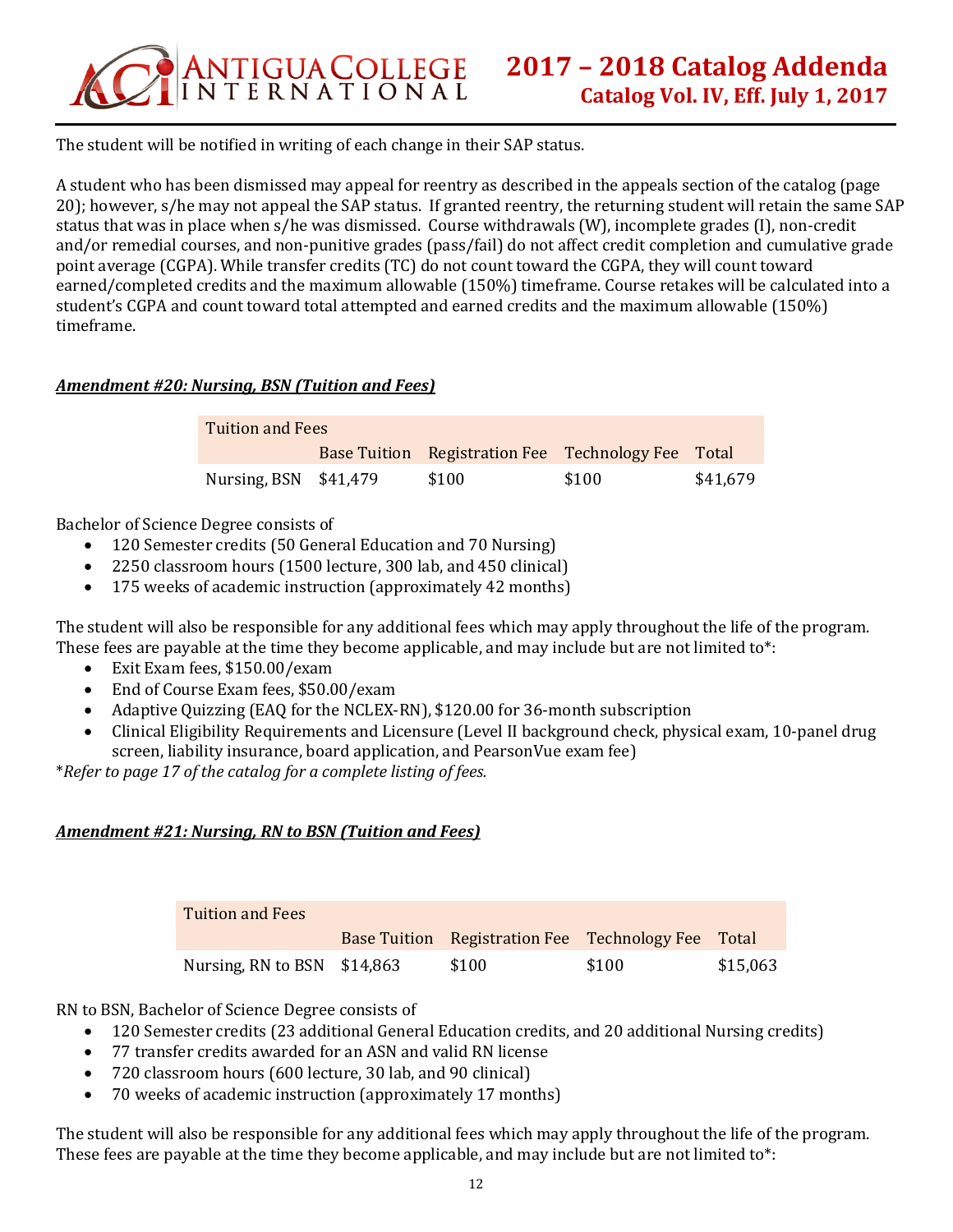The student will be notified in writing of each change in their SAP status.

A student who has been dismissed may appeal for reentry as described in the appeals section of the catalog (page 20); however, s/he may not appeal the SAP status. If granted reentry, the returning student will retain the same SAP status that was in place when s/he was dismissed. Course withdrawals (W), incomplete grades (I), non-credit and/or remedial courses, and non-punitive grades (pass/fail) do not affect credit completion and cumulative grade point average (CGPA). While transfer credits (TC) do not count toward the CGPA, they will count toward earned/completed credits and the maximum allowable (150%) timeframe. Course retakes will be calculated into a student's CGPA and count toward total attempted and earned credits and the maximum allowable (150%) timeframe.

***Amendment #20: Nursing, BSN (Tuition and Fees)***

| Tuition and Fees | | | | |
|---|---|---|---|---|
| | Base Tuition | Registration Fee | Technology Fee | Total |
| Nursing, BSN | $41,479 | $100 | $100 | $41,679 |

Bachelor of Science Degree consists of

- 120 Semester credits (50 General Education and 70 Nursing)
- 2250 classroom hours (1500 lecture, 300 lab, and 450 clinical)
- 175 weeks of academic instruction (approximately 42 months)

The student will also be responsible for any additional fees which may apply throughout the life of the program. These fees are payable at the time they become applicable, and may include but are not limited to*:

- Exit Exam fees, $150.00/exam
- End of Course Exam fees, $50.00/exam
- Adaptive Quizzing (EAQ for the NCLEX-RN), $120.00 for 36-month subscription
- Clinical Eligibility Requirements and Licensure (Level II background check, physical exam, 10-panel drug screen, liability insurance, board application, and PearsonVue exam fee)

**Refer to page 17 of the catalog for a complete listing of fees.*

***Amendment #21: Nursing, RN to BSN (Tuition and Fees)***

| Tuition and Fees | | | | |
|---|---|---|---|---|
| | Base Tuition | Registration Fee | Technology Fee | Total |
| Nursing, RN to BSN | $14,863 | $100 | $100 | $15,063 |

RN to BSN, Bachelor of Science Degree consists of

- 120 Semester credits (23 additional General Education credits, and 20 additional Nursing credits)
- 77 transfer credits awarded for an ASN and valid RN license
- 720 classroom hours (600 lecture, 30 lab, and 90 clinical)
- 70 weeks of academic instruction (approximately 17 months)

The student will also be responsible for any additional fees which may apply throughout the life of the program. These fees are payable at the time they become applicable, and may include but are not limited to*: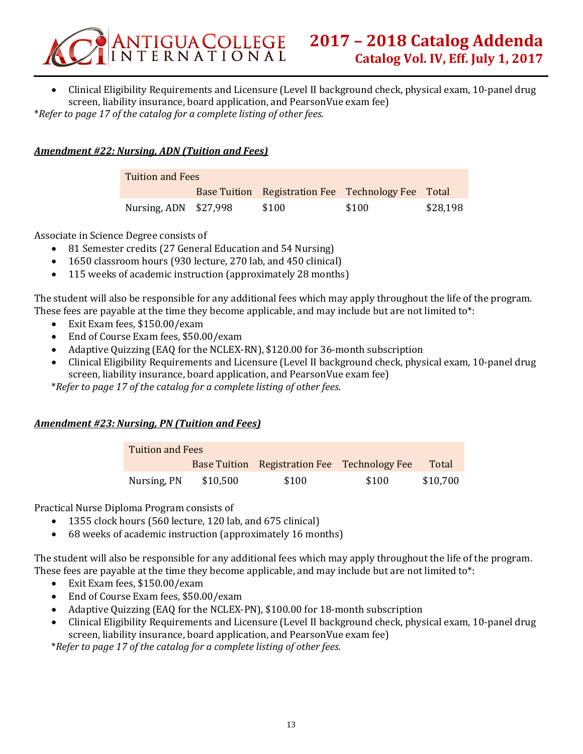- Clinical Eligibility Requirements and Licensure (Level II background check, physical exam, 10-panel drug screen, liability insurance, board application, and PearsonVue exam fee)

**Refer to page 17 of the catalog for a complete listing of other fees.*

***Amendment #22: Nursing, ADN (Tuition and Fees)***

| Tuition and Fees | | | | |
|---|---|---|---|---|
| | Base Tuition | Registration Fee | Technology Fee | Total |
| Nursing, ADN | $27,998 | $100 | $100 | $28,198 |

Associate in Science Degree consists of

- 81 Semester credits (27 General Education and 54 Nursing)
- 1650 classroom hours (930 lecture, 270 lab, and 450 clinical)
- 115 weeks of academic instruction (approximately 28 months)

The student will also be responsible for any additional fees which may apply throughout the life of the program. These fees are payable at the time they become applicable, and may include but are not limited to*:

- Exit Exam fees, $150.00/exam
- End of Course Exam fees, $50.00/exam
- Adaptive Quizzing (EAQ for the NCLEX-RN), $120.00 for 36-month subscription
- Clinical Eligibility Requirements and Licensure (Level II background check, physical exam, 10-panel drug screen, liability insurance, board application, and PearsonVue exam fee)

**Refer to page 17 of the catalog for a complete listing of other fees.*

***Amendment #23: Nursing, PN (Tuition and Fees)***

| Tuition and Fees | | | | |
|---|---|---|---|---|
| | Base Tuition | Registration Fee | Technology Fee | Total |
| Nursing, PN | $10,500 | $100 | $100 | $10,700 |

Practical Nurse Diploma Program consists of

- 1355 clock hours (560 lecture, 120 lab, and 675 clinical)
- 68 weeks of academic instruction (approximately 16 months)

The student will also be responsible for any additional fees which may apply throughout the life of the program. These fees are payable at the time they become applicable, and may include but are not limited to*:

- Exit Exam fees, $150.00/exam
- End of Course Exam fees, $50.00/exam
- Adaptive Quizzing (EAQ for the NCLEX-PN), $100.00 for 18-month subscription
- Clinical Eligibility Requirements and Licensure (Level II background check, physical exam, 10-panel drug screen, liability insurance, board application, and PearsonVue exam fee)

**Refer to page 17 of the catalog for a complete listing of other fees.*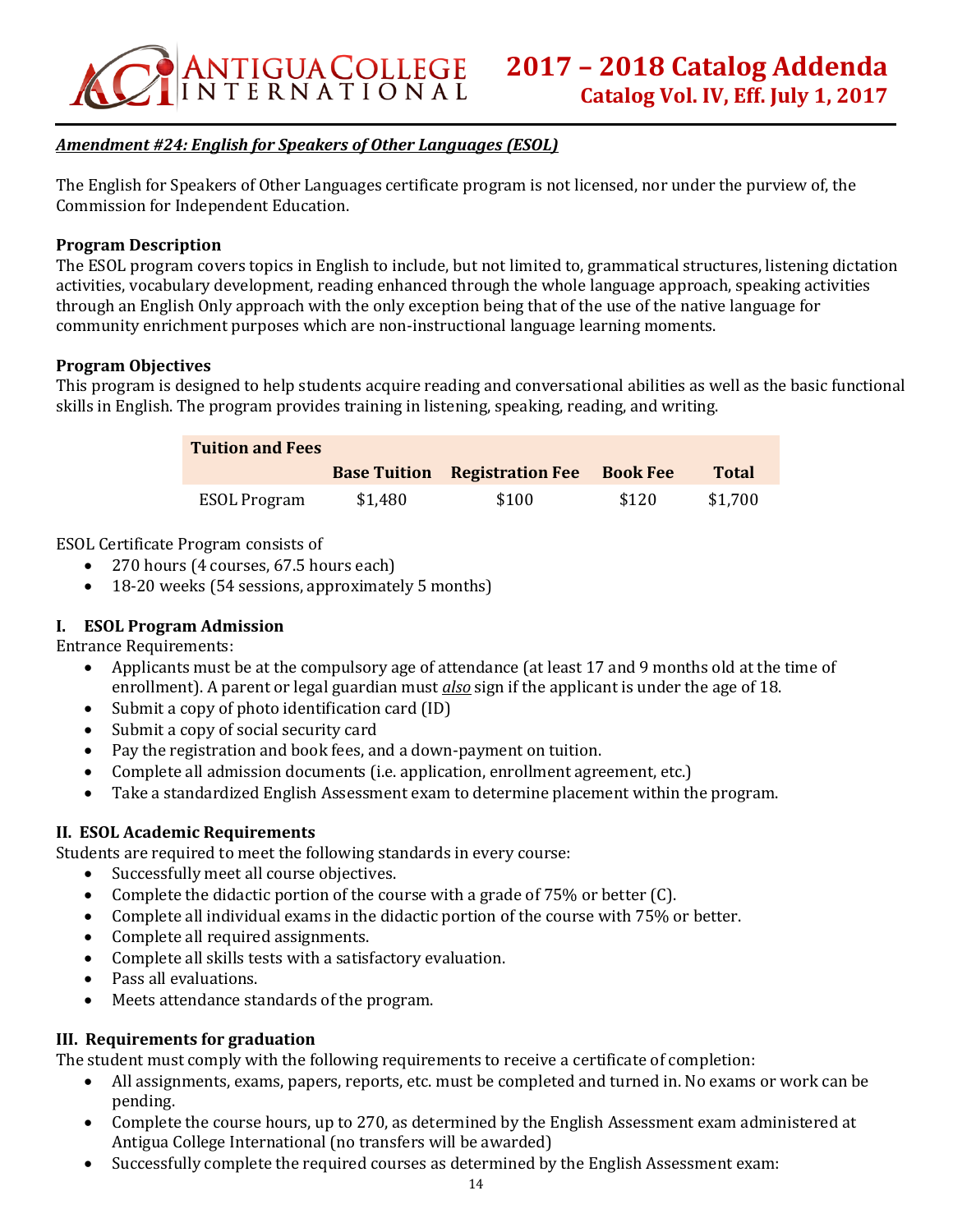## *Amendment #24: English for Speakers of Other Languages (ESOL)*

The English for Speakers of Other Languages certificate program is not licensed, nor under the purview of, the Commission for Independent Education.

**Program Description**
The ESOL program covers topics in English to include, but not limited to, grammatical structures, listening dictation activities, vocabulary development, reading enhanced through the whole language approach, speaking activities through an English Only approach with the only exception being that of the use of the native language for community enrichment purposes which are non-instructional language learning moments.

**Program Objectives**
This program is designed to help students acquire reading and conversational abilities as well as the basic functional skills in English. The program provides training in listening, speaking, reading, and writing.

| **Tuition and Fees** | | | | |
|---|---|---|---|---|
| | **Base Tuition** | **Registration Fee** | **Book Fee** | **Total** |
| ESOL Program | $1,480 | $100 | $120 | $1,700 |

ESOL Certificate Program consists of

- 270 hours (4 courses, 67.5 hours each)
- 18-20 weeks (54 sessions, approximately 5 months)

### I. ESOL Program Admission

Entrance Requirements:

- Applicants must be at the compulsory age of attendance (at least 17 and 9 months old at the time of enrollment). A parent or legal guardian must *also* sign if the applicant is under the age of 18.
- Submit a copy of photo identification card (ID)
- Submit a copy of social security card
- Pay the registration and book fees, and a down-payment on tuition.
- Complete all admission documents (i.e. application, enrollment agreement, etc.)
- Take a standardized English Assessment exam to determine placement within the program.

### II. ESOL Academic Requirements

Students are required to meet the following standards in every course:

- Successfully meet all course objectives.
- Complete the didactic portion of the course with a grade of 75% or better (C).
- Complete all individual exams in the didactic portion of the course with 75% or better.
- Complete all required assignments.
- Complete all skills tests with a satisfactory evaluation.
- Pass all evaluations.
- Meets attendance standards of the program.

### III. Requirements for graduation

The student must comply with the following requirements to receive a certificate of completion:

- All assignments, exams, papers, reports, etc. must be completed and turned in. No exams or work can be pending.
- Complete the course hours, up to 270, as determined by the English Assessment exam administered at Antigua College International (no transfers will be awarded)
- Successfully complete the required courses as determined by the English Assessment exam: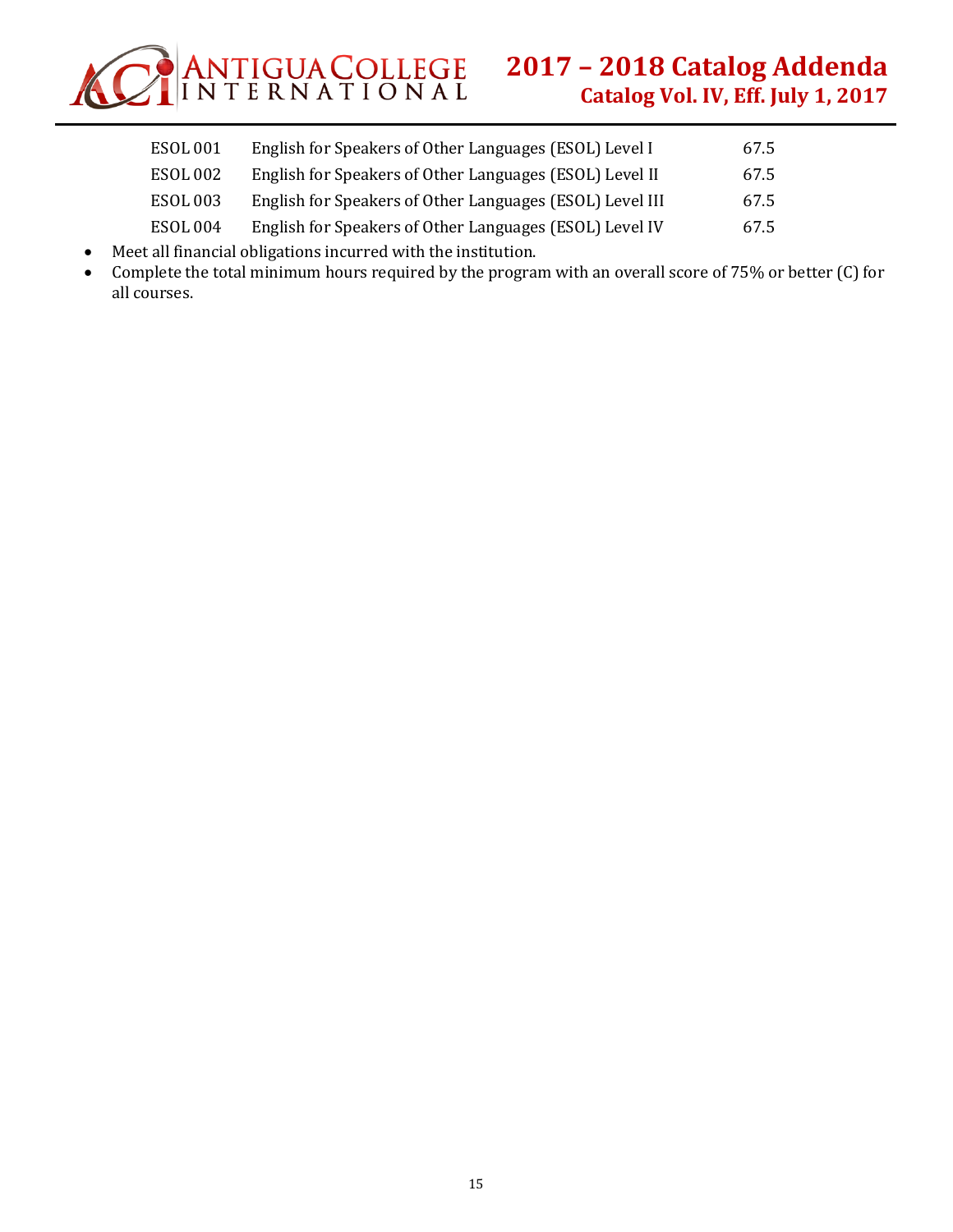| | | |
|---|---|---|
| ESOL 001 | English for Speakers of Other Languages (ESOL) Level I | 67.5 |
| ESOL 002 | English for Speakers of Other Languages (ESOL) Level II | 67.5 |
| ESOL 003 | English for Speakers of Other Languages (ESOL) Level III | 67.5 |
| ESOL 004 | English for Speakers of Other Languages (ESOL) Level IV | 67.5 |

- Meet all financial obligations incurred with the institution.
- Complete the total minimum hours required by the program with an overall score of 75% or better (C) for all courses.